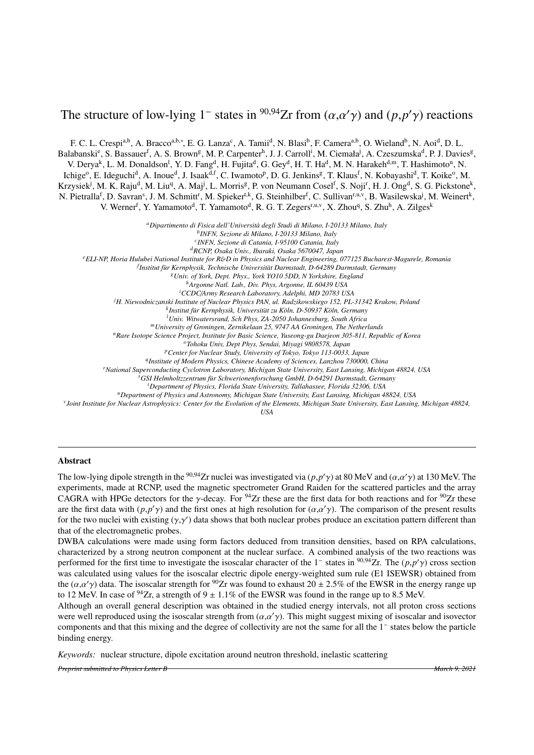# The structure of low-lying $1^-$ states in $^{90,94}$Zr from $(\alpha,\alpha'\gamma)$ and $(p,p'\gamma)$ reactions

F. C. L. Crespi[a,b], A. Bracco[a,b,*], E. G. Lanza[c], A. Tamii[d], N. Blasi[b], F. Camera[a,b], O. Wieland[b], N. Aoi[d], D. L. Balabanski[e], S. Bassauer[f], A. S. Brown[g], M. P. Carpenter[h], J. J. Carroll[i], M. Ciemała[j], A. Czeszumska[d], P. J. Davies[g], V. Derya[k], L. M. Donaldson[l], Y. D. Fang[d], H. Fujita[d], G. Gey[d], H. T. Ha[d], M. N. Harakeh[d,m], T. Hashimoto[n], N. Ichige[o], E. Ideguchi[d], A. Inoue[d], J. Isaak[d,f], C. Iwamoto[p], D. G. Jenkins[g], T. Klaus[f], N. Kobayashi[d], T. Koike[o], M. Krzysiek[j], M. K. Raju[d], M. Liu[q], A. Maj[j], L. Morris[g], P. von Neumann Cosel[f], S. Noji[r], H. J. Ong[d], S. G. Pickstone[k], N. Pietralla[f], D. Savran[s], J. M. Schmitt[r], M. Spieker[t,k], G. Steinhilber[f], C. Sullivan[r,u,v], B. Wasilewska[j], M. Weinert[k], V. Werner[f], Y. Yamamoto[d], T. Yamamoto[d], R. G. T. Zegers[r,u,v], X. Zhou[q], S. Zhu[h], A. Zilges[k]

*[a]Dipartimento di Fisica dell'Università degli Studi di Milano, I-20133 Milano, Italy*
*[b]INFN, Sezione di Milano, I-20133 Milano, Italy*
*[c]INFN, Sezione di Catania, I-95100 Catania, Italy*
*[d]RCNP, Osaka Univ., Ibaraki, Osaka 5670047, Japan*
*[e]ELI-NP, Horia Hulubei National Institute for R&D in Physics and Nuclear Engineering, 077125 Bucharest-Magurele, Romania*
*[f]Institut für Kernphysik, Technische Universität Darmstadt, D-64289 Darmstadt, Germany*
*[g]Univ. of York, Dept. Phys., York YO10 5DD, N Yorkshire, England*
*[h]Argonne Natl. Lab., Div. Phys, Argonne, IL 60439 USA*
*[i]CCDC/Army Research Laboratory, Adelphi, MD 20783 USA*
*[j]H. Niewodniczanski Institute of Nuclear Physics PAN, ul. Radzikowskiego 152, PL-31342 Krakow, Poland*
*[k]Institut für Kernphysik, Universität zu Köln, D-50937 Köln, Germany*
*[l]Univ. Witwatersrand, Sch Phys, ZA-2050 Johannesburg, South Africa*
*[m]University of Groningen, Zernikelaan 25, 9747 AA Groningen, The Netherlands*
*[n]Rare Isotope Science Project, Institute for Basic Science, Yuseong-gu Daejeon 305-811, Republic of Korea*
*[o]Tohoku Univ, Dept Phys, Sendai, Miyagi 9808578, Japan*
*[p]Center for Nuclear Study, University of Tokyo, Tokyo 113-0033, Japan*
*[q]Institute of Modern Physics, Chinese Academy of Sciences, Lanzhou 730000, China*
*[r]National Superconducting Cyclotron Laboratory, Michigan State University, East Lansing, Michigan 48824, USA*
*[s]GSI Helmholtzzentrum für Schwerionenforschung GmbH, D-64291 Darmstadt, Germany*
*[t]Department of Physics, Florida State University, Tallahassee, Florida 32306, USA*
*[u]Department of Physics and Astronomy, Michigan State University, East Lansing, Michigan 48824, USA*
*[v]Joint Institute for Nuclear Astrophysics: Center for the Evolution of the Elements, Michigan State University, East Lansing, Michigan 48824, USA*

## Abstract

The low-lying dipole strength in the $^{90,94}$Zr nuclei was investigated via $(p,p'\gamma)$ at 80 MeV and $(\alpha,\alpha'\gamma)$ at 130 MeV. The experiments, made at RCNP, used the magnetic spectrometer Grand Raiden for the scattered particles and the array CAGRA with HPGe detectors for the $\gamma$-decay. For $^{94}$Zr these are the first data for both reactions and for $^{90}$Zr these are the first data with $(p,p'\gamma)$ and the first ones at high resolution for $(\alpha,\alpha'\gamma)$. The comparison of the present results for the two nuclei with existing $(\gamma,\gamma')$ data shows that both nuclear probes produce an excitation pattern different than that of the electromagnetic probes.

DWBA calculations were made using form factors deduced from transition densities, based on RPA calculations, characterized by a strong neutron component at the nuclear surface. A combined analysis of the two reactions was performed for the first time to investigate the isoscalar character of the $1^-$ states in $^{90,94}$Zr. The $(p,p'\gamma)$ cross section was calculated using values for the isoscalar electric dipole energy-weighted sum rule (E1 ISEWSR) obtained from the $(\alpha,\alpha'\gamma)$ data. The isoscalar strength for $^{90}$Zr was found to exhaust $20 \pm 2.5\%$ of the EWSR in the energy range up to 12 MeV. In case of $^{94}$Zr, a strength of $9 \pm 1.1\%$ of the EWSR was found in the range up to 8.5 MeV.

Although an overall general description was obtained in the studied energy intervals, not all proton cross sections were well reproduced using the isoscalar strength from $(\alpha,\alpha'\gamma)$. This might suggest mixing of isoscalar and isovector components and that this mixing and the degree of collectivity are not the same for all the $1^-$ states below the particle binding energy.

*Keywords:* nuclear structure, dipole excitation around neutron threshold, inelastic scattering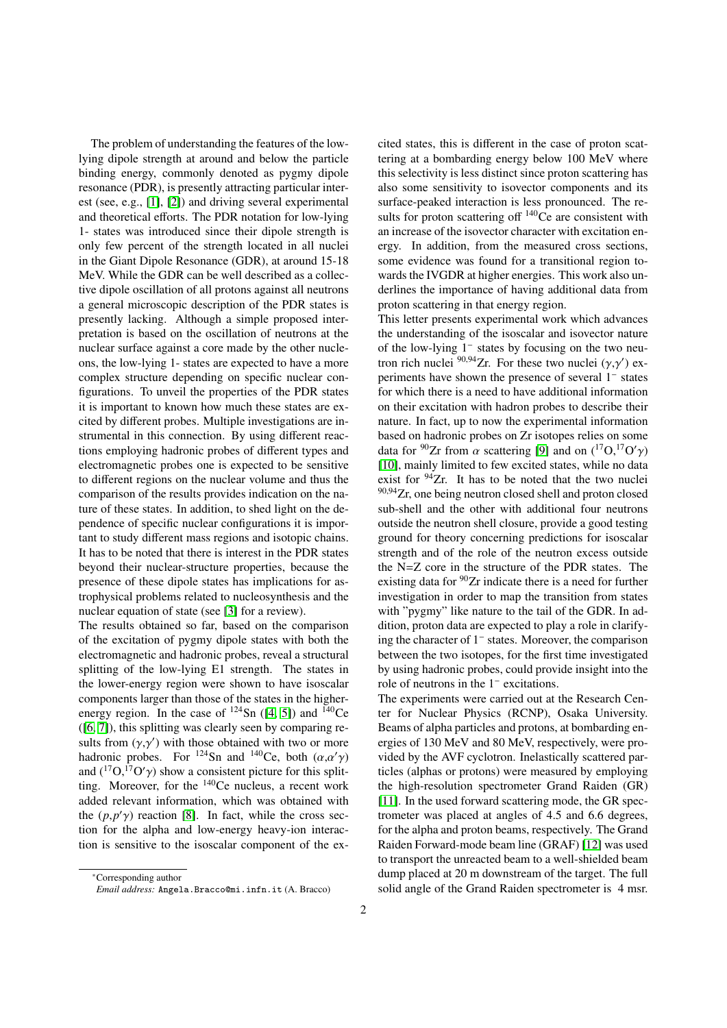The problem of understanding the features of the low-lying dipole strength at around and below the particle binding energy, commonly denoted as pygmy dipole resonance (PDR), is presently attracting particular interest (see, e.g., [1], [2]) and driving several experimental and theoretical efforts. The PDR notation for low-lying 1- states was introduced since their dipole strength is only few percent of the strength located in all nuclei in the Giant Dipole Resonance (GDR), at around 15-18 MeV. While the GDR can be well described as a collective dipole oscillation of all protons against all neutrons a general microscopic description of the PDR states is presently lacking. Although a simple proposed interpretation is based on the oscillation of neutrons at the nuclear surface against a core made by the other nucleons, the low-lying 1- states are expected to have a more complex structure depending on specific nuclear configurations. To unveil the properties of the PDR states it is important to known how much these states are excited by different probes. Multiple investigations are instrumental in this connection. By using different reactions employing hadronic probes of different types and electromagnetic probes one is expected to be sensitive to different regions on the nuclear volume and thus the comparison of the results provides indication on the nature of these states. In addition, to shed light on the dependence of specific nuclear configurations it is important to study different mass regions and isotopic chains. It has to be noted that there is interest in the PDR states beyond their nuclear-structure properties, because the presence of these dipole states has implications for astrophysical problems related to nucleosynthesis and the nuclear equation of state (see [3] for a review).

The results obtained so far, based on the comparison of the excitation of pygmy dipole states with both the electromagnetic and hadronic probes, reveal a structural splitting of the low-lying E1 strength. The states in the lower-energy region were shown to have isoscalar components larger than those of the states in the higher-energy region. In the case of $^{124}$Sn ([4, 5]) and $^{140}$Ce ([6, 7]), this splitting was clearly seen by comparing results from $(\gamma,\gamma')$ with those obtained with two or more hadronic probes. For $^{124}$Sn and $^{140}$Ce, both $(\alpha,\alpha'\gamma)$ and $(^{17}\mathrm{O},^{17}\mathrm{O}'\gamma)$ show a consistent picture for this splitting. Moreover, for the $^{140}$Ce nucleus, a recent work added relevant information, which was obtained with the $(p,p'\gamma)$ reaction [8]. In fact, while the cross section for the alpha and low-energy heavy-ion interaction is sensitive to the isoscalar component of the excited states, this is different in the case of proton scattering at a bombarding energy below 100 MeV where this selectivity is less distinct since proton scattering has also some sensitivity to isovector components and its surface-peaked interaction is less pronounced. The results for proton scattering off $^{140}$Ce are consistent with an increase of the isovector character with excitation energy. In addition, from the measured cross sections, some evidence was found for a transitional region towards the IVGDR at higher energies. This work also underlines the importance of having additional data from proton scattering in that energy region.

This letter presents experimental work which advances the understanding of the isoscalar and isovector nature of the low-lying $1^-$ states by focusing on the two neutron rich nuclei $^{90,94}$Zr. For these two nuclei $(\gamma,\gamma')$ experiments have shown the presence of several $1^-$ states for which there is a need to have additional information on their excitation with hadron probes to describe their nature. In fact, up to now the experimental information based on hadronic probes on Zr isotopes relies on some data for $^{90}$Zr from $\alpha$ scattering [9] and on $(^{17}\mathrm{O},^{17}\mathrm{O}'\gamma)$ [10], mainly limited to few excited states, while no data exist for $^{94}$Zr. It has to be noted that the two nuclei $^{90,94}$Zr, one being neutron closed shell and proton closed sub-shell and the other with additional four neutrons outside the neutron shell closure, provide a good testing ground for theory concerning predictions for isoscalar strength and of the role of the neutron excess outside the N=Z core in the structure of the PDR states. The existing data for $^{90}$Zr indicate there is a need for further investigation in order to map the transition from states with "pygmy" like nature to the tail of the GDR. In addition, proton data are expected to play a role in clarifying the character of $1^-$ states. Moreover, the comparison between the two isotopes, for the first time investigated by using hadronic probes, could provide insight into the role of neutrons in the $1^-$ excitations.

The experiments were carried out at the Research Center for Nuclear Physics (RCNP), Osaka University. Beams of alpha particles and protons, at bombarding energies of 130 MeV and 80 MeV, respectively, were provided by the AVF cyclotron. Inelastically scattered particles (alphas or protons) were measured by employing the high-resolution spectrometer Grand Raiden (GR) [11]. In the used forward scattering mode, the GR spectrometer was placed at angles of 4.5 and 6.6 degrees, for the alpha and proton beams, respectively. The Grand Raiden Forward-mode beam line (GRAF) [12] was used to transport the unreacted beam to a well-shielded beam dump placed at 20 m downstream of the target. The full solid angle of the Grand Raiden spectrometer is 4 msr.

*Corresponding author

*Email address:* Angela.Bracco@mi.infn.it (A. Bracco)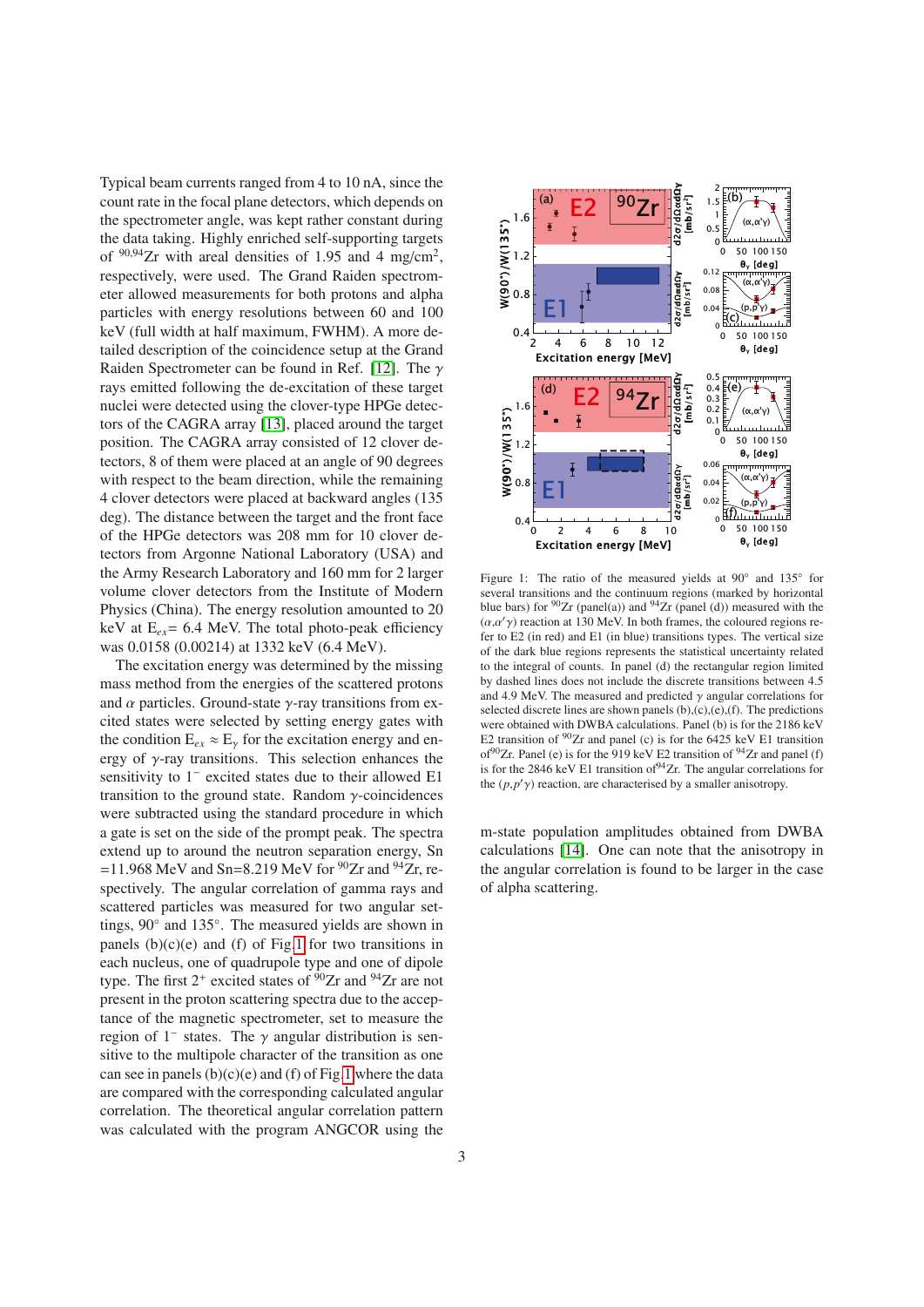Typical beam currents ranged from 4 to 10 nA, since the count rate in the focal plane detectors, which depends on the spectrometer angle, was kept rather constant during the data taking. Highly enriched self-supporting targets of $^{90,94}$Zr with areal densities of 1.95 and 4 mg/cm$^2$, respectively, were used. The Grand Raiden spectrometer allowed measurements for both protons and alpha particles with energy resolutions between 60 and 100 keV (full width at half maximum, FWHM). A more detailed description of the coincidence setup at the Grand Raiden Spectrometer can be found in Ref. [12]. The $\gamma$ rays emitted following the de-excitation of these target nuclei were detected using the clover-type HPGe detectors of the CAGRA array [13], placed around the target position. The CAGRA array consisted of 12 clover detectors, 8 of them were placed at an angle of 90 degrees with respect to the beam direction, while the remaining 4 clover detectors were placed at backward angles (135 deg). The distance between the target and the front face of the HPGe detectors was 208 mm for 10 clover detectors from Argonne National Laboratory (USA) and the Army Research Laboratory and 160 mm for 2 larger volume clover detectors from the Institute of Modern Physics (China). The energy resolution amounted to 20 keV at $E_{ex}$= 6.4 MeV. The total photo-peak efficiency was 0.0158 (0.00214) at 1332 keV (6.4 MeV).

The excitation energy was determined by the missing mass method from the energies of the scattered protons and $\alpha$ particles. Ground-state $\gamma$-ray transitions from excited states were selected by setting energy gates with the condition $E_{ex} \approx E_{\gamma}$ for the excitation energy and energy of $\gamma$-ray transitions. This selection enhances the sensitivity to $1^-$ excited states due to their allowed E1 transition to the ground state. Random $\gamma$-coincidences were subtracted using the standard procedure in which a gate is set on the side of the prompt peak. The spectra extend up to around the neutron separation energy, Sn =11.968 MeV and Sn=8.219 MeV for $^{90}$Zr and $^{94}$Zr, respectively. The angular correlation of gamma rays and scattered particles was measured for two angular settings, 90° and 135°. The measured yields are shown in panels (b)(c)(e) and (f) of Fig.1 for two transitions in each nucleus, one of quadrupole type and one of dipole type. The first $2^+$ excited states of $^{90}$Zr and $^{94}$Zr are not present in the proton scattering spectra due to the acceptance of the magnetic spectrometer, set to measure the region of $1^-$ states. The $\gamma$ angular distribution is sensitive to the multipole character of the transition as one can see in panels (b)(c)(e) and (f) of Fig.1 where the data are compared with the corresponding calculated angular correlation. The theoretical angular correlation pattern was calculated with the program ANGCOR using the m-state population amplitudes obtained from DWBA calculations [14]. One can note that the anisotropy in the angular correlation is found to be larger in the case of alpha scattering.

Figure 1: The ratio of the measured yields at 90° and 135° for several transitions and the continuum regions (marked by horizontal blue bars) for $^{90}$Zr (panel(a)) and $^{94}$Zr (panel (d)) measured with the $(\alpha,\alpha'\gamma)$ reaction at 130 MeV. In both frames, the coloured regions refer to E2 (in red) and E1 (in blue) transitions types. The vertical size of the dark blue regions represents the statistical uncertainty related to the integral of counts. In panel (d) the rectangular region limited by dashed lines does not include the discrete transitions between 4.5 and 4.9 MeV. The measured and predicted $\gamma$ angular correlations for selected discrete lines are shown panels (b),(c),(e),(f). The predictions were obtained with DWBA calculations. Panel (b) is for the 2186 keV E2 transition of $^{90}$Zr and panel (c) is for the 6425 keV E1 transition of $^{90}$Zr. Panel (e) is for the 919 keV E2 transition of $^{94}$Zr and panel (f) is for the 2846 keV E1 transition of $^{94}$Zr. The angular correlations for the $(p,p'\gamma)$ reaction, are characterised by a smaller anisotropy.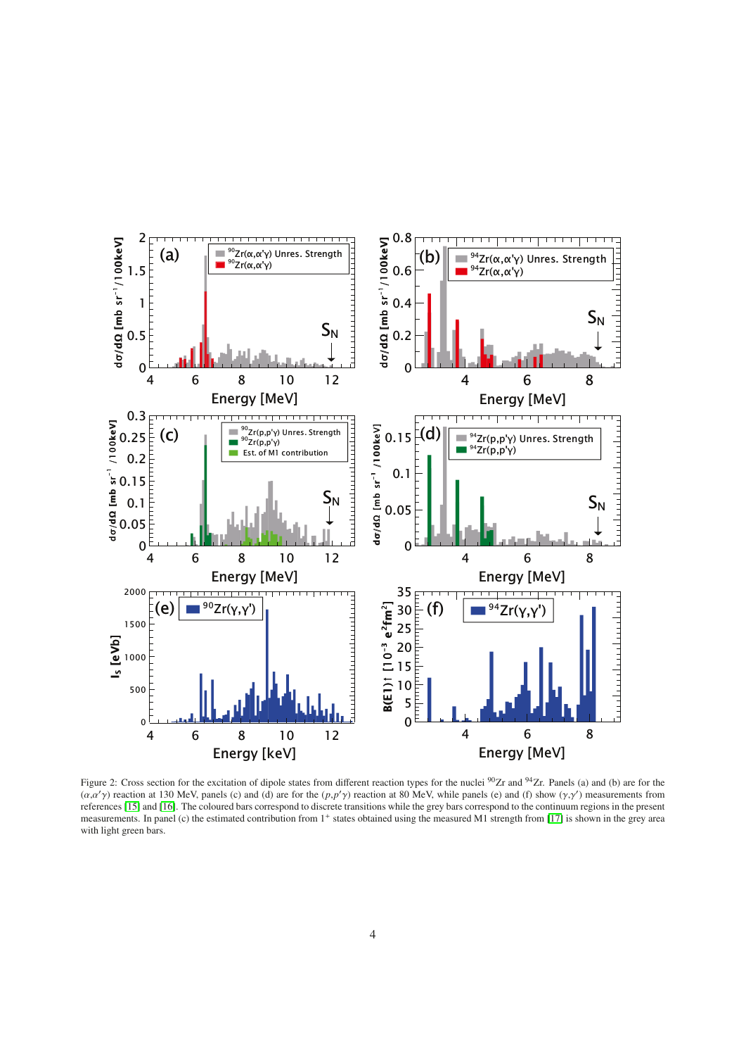Figure 2: Cross section for the excitation of dipole states from different reaction types for the nuclei $^{90}$Zr and $^{94}$Zr. Panels (a) and (b) are for the $(\alpha,\alpha'\gamma)$ reaction at 130 MeV, panels (c) and (d) are for the $(p,p'\gamma)$ reaction at 80 MeV, while panels (e) and (f) show $(\gamma,\gamma')$ measurements from references [15] and [16]. The coloured bars correspond to discrete transitions while the grey bars correspond to the continuum regions in the present measurements. In panel (c) the estimated contribution from $1^+$ states obtained using the measured M1 strength from [17] is shown in the grey area with light green bars.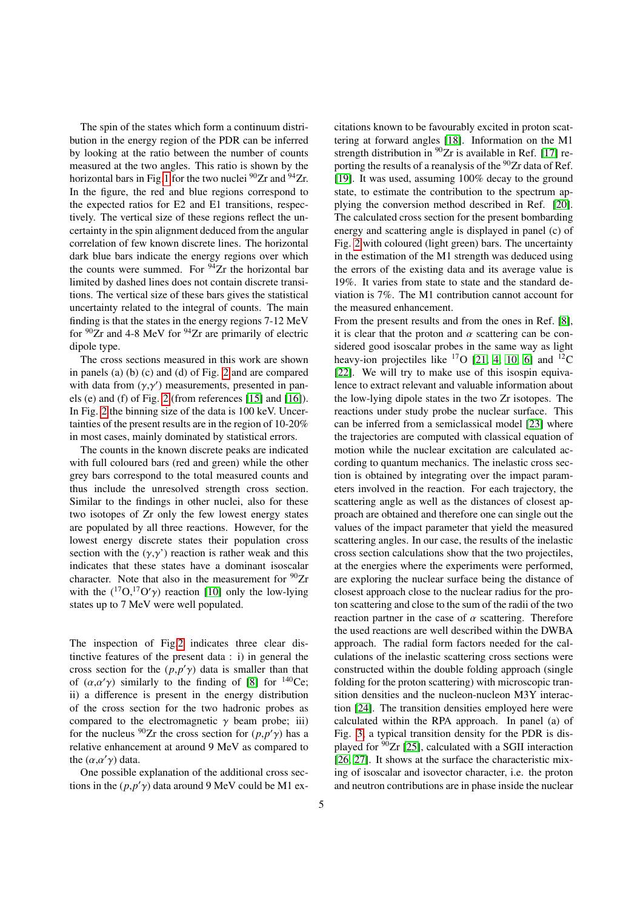The spin of the states which form a continuum distribution in the energy region of the PDR can be inferred by looking at the ratio between the number of counts measured at the two angles. This ratio is shown by the horizontal bars in Fig 1 for the two nuclei $^{90}$Zr and $^{94}$Zr. In the figure, the red and blue regions correspond to the expected ratios for E2 and E1 transitions, respectively. The vertical size of these regions reflect the uncertainty in the spin alignment deduced from the angular correlation of few known discrete lines. The horizontal dark blue bars indicate the energy regions over which the counts were summed. For $^{94}$Zr the horizontal bar limited by dashed lines does not contain discrete transitions. The vertical size of these bars gives the statistical uncertainty related to the integral of counts. The main finding is that the states in the energy regions 7-12 MeV for $^{90}$Zr and 4-8 MeV for $^{94}$Zr are primarily of electric dipole type.

The cross sections measured in this work are shown in panels (a) (b) (c) and (d) of Fig. 2 and are compared with data from $(\gamma,\gamma')$ measurements, presented in panels (e) and (f) of Fig. 2 (from references [15] and [16]). In Fig. 2 the binning size of the data is 100 keV. Uncertainties of the present results are in the region of 10-20% in most cases, mainly dominated by statistical errors.

The counts in the known discrete peaks are indicated with full coloured bars (red and green) while the other grey bars correspond to the total measured counts and thus include the unresolved strength cross section. Similar to the findings in other nuclei, also for these two isotopes of Zr only the few lowest energy states are populated by all three reactions. However, for the lowest energy discrete states their population cross section with the $(\gamma,\gamma')$ reaction is rather weak and this indicates that these states have a dominant isoscalar character. Note that also in the measurement for $^{90}$Zr with the ($^{17}$O,$^{17}$O$'\gamma$) reaction [10] only the low-lying states up to 7 MeV were well populated.

The inspection of Fig.2 indicates three clear distinctive features of the present data : i) in general the cross section for the $(p,p'\gamma)$ data is smaller than that of $(\alpha,\alpha'\gamma)$ similarly to the finding of [8] for $^{140}$Ce; ii) a difference is present in the energy distribution of the cross section for the two hadronic probes as compared to the electromagnetic $\gamma$ beam probe; iii) for the nucleus $^{90}$Zr the cross section for $(p,p'\gamma)$ has a relative enhancement at around 9 MeV as compared to the $(\alpha,\alpha'\gamma)$ data.

One possible explanation of the additional cross sections in the $(p,p'\gamma)$ data around 9 MeV could be M1 excitations known to be favourably excited in proton scattering at forward angles [18]. Information on the M1 strength distribution in $^{90}$Zr is available in Ref. [17] reporting the results of a reanalysis of the $^{90}$Zr data of Ref. [19]. It was used, assuming 100% decay to the ground state, to estimate the contribution to the spectrum applying the conversion method described in Ref. [20]. The calculated cross section for the present bombarding energy and scattering angle is displayed in panel (c) of Fig. 2 with coloured (light green) bars. The uncertainty in the estimation of the M1 strength was deduced using the errors of the existing data and its average value is 19%. It varies from state to state and the standard deviation is 7%. The M1 contribution cannot account for the measured enhancement.

From the present results and from the ones in Ref. [8], it is clear that the proton and $\alpha$ scattering can be considered good isoscalar probes in the same way as light heavy-ion projectiles like $^{17}$O [21, 4, 10, 6] and $^{12}$C [22]. We will try to make use of this isospin equivalence to extract relevant and valuable information about the low-lying dipole states in the two Zr isotopes. The reactions under study probe the nuclear surface. This can be inferred from a semiclassical model [23] where the trajectories are computed with classical equation of motion while the nuclear excitation are calculated according to quantum mechanics. The inelastic cross section is obtained by integrating over the impact parameters involved in the reaction. For each trajectory, the scattering angle as well as the distances of closest approach are obtained and therefore one can single out the values of the impact parameter that yield the measured scattering angles. In our case, the results of the inelastic cross section calculations show that the two projectiles, at the energies where the experiments were performed, are exploring the nuclear surface being the distance of closest approach close to the nuclear radius for the proton scattering and close to the sum of the radii of the two reaction partner in the case of $\alpha$ scattering. Therefore the used reactions are well described within the DWBA approach. The radial form factors needed for the calculations of the inelastic scattering cross sections were constructed within the double folding approach (single folding for the proton scattering) with microscopic transition densities and the nucleon-nucleon M3Y interaction [24]. The transition densities employed here were calculated within the RPA approach. In panel (a) of Fig. 3 a typical transition density for the PDR is displayed for $^{90}$Zr [25], calculated with a SGII interaction [26, 27]. It shows at the surface the characteristic mixing of isoscalar and isovector character, i.e. the proton and neutron contributions are in phase inside the nuclear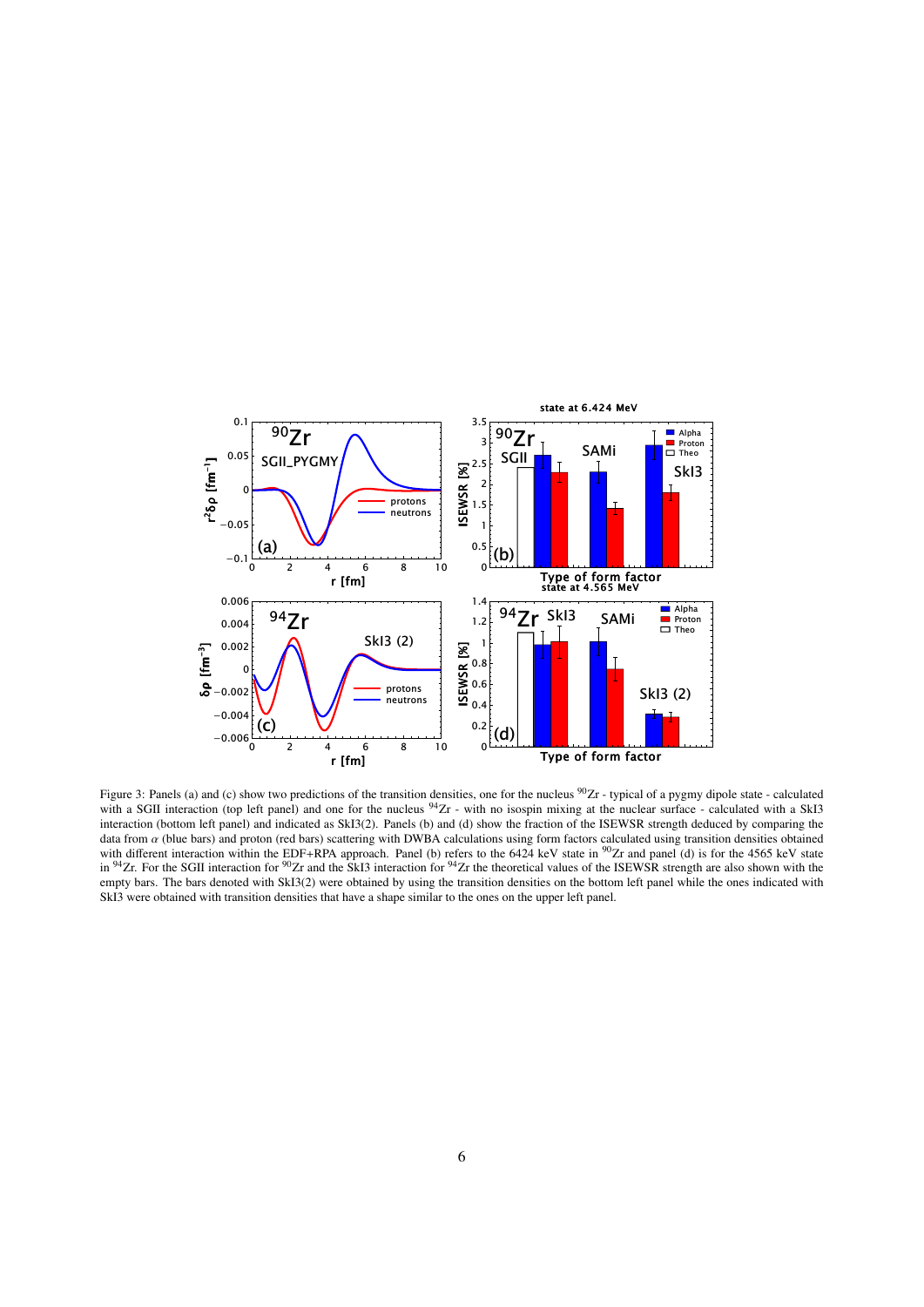Figure 3: Panels (a) and (c) show two predictions of the transition densities, one for the nucleus $^{90}$Zr - typical of a pygmy dipole state - calculated with a SGII interaction (top left panel) and one for the nucleus $^{94}$Zr - with no isospin mixing at the nuclear surface - calculated with a SkI3 interaction (bottom left panel) and indicated as SkI3(2). Panels (b) and (d) show the fraction of the ISEWSR strength deduced by comparing the data from $\alpha$ (blue bars) and proton (red bars) scattering with DWBA calculations using form factors calculated using transition densities obtained with different interaction within the EDF+RPA approach. Panel (b) refers to the 6424 keV state in $^{90}$Zr and panel (d) is for the 4565 keV state in $^{94}$Zr. For the SGII interaction for $^{90}$Zr and the SkI3 interaction for $^{94}$Zr the theoretical values of the ISEWSR strength are also shown with the empty bars. The bars denoted with SkI3(2) were obtained by using the transition densities on the bottom left panel while the ones indicated with SkI3 were obtained with transition densities that have a shape similar to the ones on the upper left panel.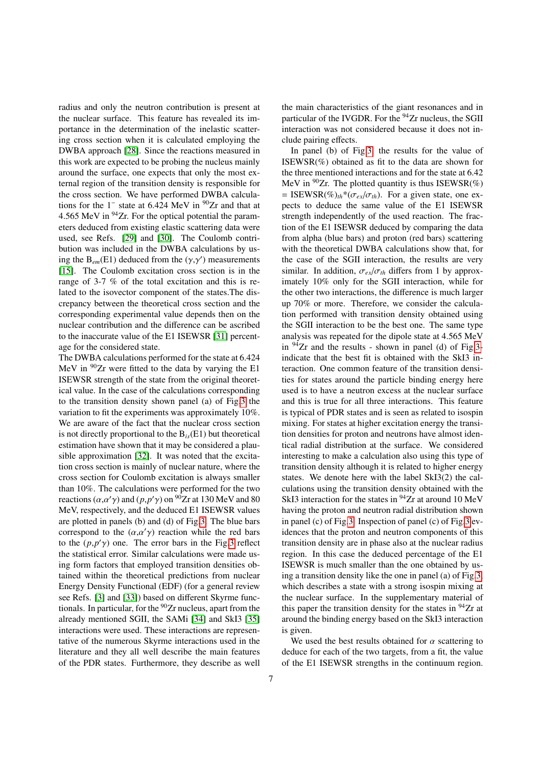radius and only the neutron contribution is present at the nuclear surface. This feature has revealed its importance in the determination of the inelastic scattering cross section when it is calculated employing the DWBA approach [28]. Since the reactions measured in this work are expected to be probing the nucleus mainly around the surface, one expects that only the most external region of the transition density is responsible for the cross section. We have performed DWBA calculations for the $1^-$ state at 6.424 MeV in $^{90}$Zr and that at 4.565 MeV in $^{94}$Zr. For the optical potential the parameters deduced from existing elastic scattering data were used, see Refs. [29] and [30]. The Coulomb contribution was included in the DWBA calculations by using the $B_{em}$(E1) deduced from the $(\gamma,\gamma')$ measurements [15]. The Coulomb excitation cross section is in the range of 3-7 % of the total excitation and this is related to the isovector component of the states.The discrepancy between the theoretical cross section and the corresponding experimental value depends then on the nuclear contribution and the difference can be ascribed to the inaccurate value of the E1 ISEWSR [31] percentage for the considered state.

The DWBA calculations performed for the state at 6.424 MeV in $^{90}$Zr were fitted to the data by varying the E1 ISEWSR strength of the state from the original theoretical value. In the case of the calculations corresponding to the transition density shown panel (a) of Fig.3 the variation to fit the experiments was approximately 10%. We are aware of the fact that the nuclear cross section is not directly proportional to the $B_{is}$(E1) but theoretical estimation have shown that it may be considered a plausible approximation [32]. It was noted that the excitation cross section is mainly of nuclear nature, where the cross section for Coulomb excitation is always smaller than 10%. The calculations were performed for the two reactions $(\alpha,\alpha'\gamma)$ and $(p,p'\gamma)$ on $^{90}$Zr at 130 MeV and 80 MeV, respectively, and the deduced E1 ISEWSR values are plotted in panels (b) and (d) of Fig.3. The blue bars correspond to the $(\alpha,\alpha'\gamma)$ reaction while the red bars to the $(p,p'\gamma)$ one. The error bars in the Fig.3 reflect the statistical error. Similar calculations were made using form factors that employed transition densities obtained within the theoretical predictions from nuclear Energy Density Functional (EDF) (for a general review see Refs. [3] and [33]) based on different Skyrme functionals. In particular, for the $^{90}$Zr nucleus, apart from the already mentioned SGII, the SAMi [34] and SkI3 [35] interactions were used. These interactions are representative of the numerous Skyrme interactions used in the literature and they all well describe the main features of the PDR states. Furthermore, they describe as well the main characteristics of the giant resonances and in particular of the IVGDR. For the $^{94}$Zr nucleus, the SGII interaction was not considered because it does not include pairing effects.

In panel (b) of Fig.3 the results for the value of ISEWSR(%) obtained as fit to the data are shown for the three mentioned interactions and for the state at 6.42 MeV in $^{90}$Zr. The plotted quantity is thus ISEWSR(%) = ISEWSR(%)$_{th}$*$(\sigma_{ex}/\sigma_{th})$. For a given state, one expects to deduce the same value of the E1 ISEWSR strength independently of the used reaction. The fraction of the E1 ISEWSR deduced by comparing the data from alpha (blue bars) and proton (red bars) scattering with the theoretical DWBA calculations show that, for the case of the SGII interaction, the results are very similar. In addition, $\sigma_{ex}/\sigma_{th}$ differs from 1 by approximately 10% only for the SGII interaction, while for the other two interactions, the difference is much larger up 70% or more. Therefore, we consider the calculation performed with transition density obtained using the SGII interaction to be the best one. The same type analysis was repeated for the dipole state at 4.565 MeV in $^{94}$Zr and the results - shown in panel (d) of Fig.3- indicate that the best fit is obtained with the SkI3 interaction. One common feature of the transition densities for states around the particle binding energy here used is to have a neutron excess at the nuclear surface and this is true for all three interactions. This feature is typical of PDR states and is seen as related to isospin mixing. For states at higher excitation energy the transition densities for proton and neutrons have almost identical radial distribution at the surface. We considered interesting to make a calculation also using this type of transition density although it is related to higher energy states. We denote here with the label SkI3(2) the calculations using the transition density obtained with the SkI3 interaction for the states in $^{94}$Zr at around 10 MeV having the proton and neutron radial distribution shown in panel (c) of Fig.3. Inspection of panel (c) of Fig.3 evidences that the proton and neutron components of this transition density are in phase also at the nuclear radius region. In this case the deduced percentage of the E1 ISEWSR is much smaller than the one obtained by using a transition density like the one in panel (a) of Fig.3, which describes a state with a strong isospin mixing at the nuclear surface. In the supplementary material of this paper the transition density for the states in $^{94}$Zr at around the binding energy based on the SkI3 interaction is given.

We used the best results obtained for $\alpha$ scattering to deduce for each of the two targets, from a fit, the value of the E1 ISEWSR strengths in the continuum region.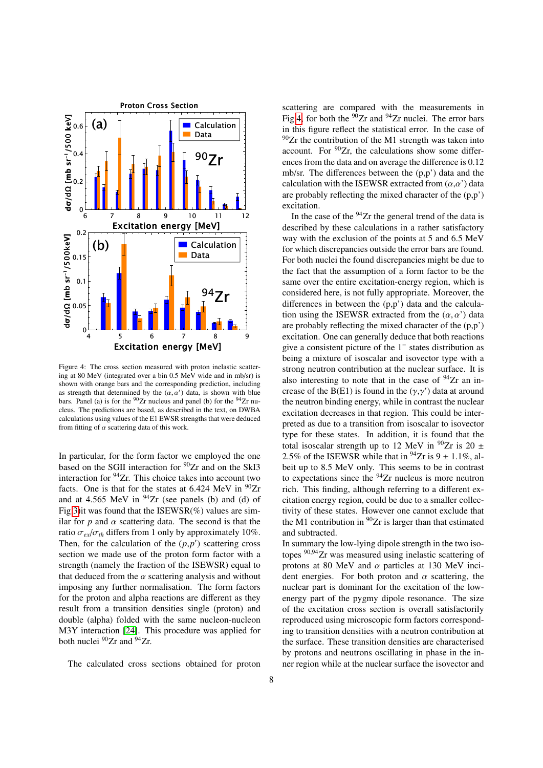Figure 4: The cross section measured with proton inelastic scattering at 80 MeV (integrated over a bin 0.5 MeV wide and in mb/sr) is shown with orange bars and the corresponding prediction, including as strength that determined by the $(\alpha, \alpha')$ data, is shown with blue bars. Panel (a) is for the $^{90}$Zr nucleus and panel (b) for the $^{94}$Zr nucleus. The predictions are based, as described in the text, on DWBA calculations using values of the E1 EWSR strengths that were deduced from fitting of $\alpha$ scattering data of this work.

In particular, for the form factor we employed the one based on the SGII interaction for $^{90}$Zr and on the SkI3 interaction for $^{94}$Zr. This choice takes into account two facts. One is that for the states at 6.424 MeV in $^{90}$Zr and at 4.565 MeV in $^{94}$Zr (see panels (b) and (d) of Fig 3) it was found that the ISEWSR(%) values are similar for $p$ and $\alpha$ scattering data. The second is that the ratio $\sigma_{ex}/\sigma_{th}$ differs from 1 only by approximately 10%. Then, for the calculation of the $(p,p')$ scattering cross section we made use of the proton form factor with a strength (namely the fraction of the ISEWSR) equal to that deduced from the $\alpha$ scattering analysis and without imposing any further normalisation. The form factors for the proton and alpha reactions are different as they result from a transition densities single (proton) and double (alpha) folded with the same nucleon-nucleon M3Y interaction [24]. This procedure was applied for both nuclei $^{90}$Zr and $^{94}$Zr.

The calculated cross sections obtained for proton scattering are compared with the measurements in Fig 4, for both the $^{90}$Zr and $^{94}$Zr nuclei. The error bars in this figure reflect the statistical error. In the case of $^{90}$Zr the contribution of the M1 strength was taken into account. For $^{90}$Zr, the calculations show some differences from the data and on average the difference is 0.12 mb/sr. The differences between the (p,p') data and the calculation with the ISEWSR extracted from $(\alpha,\alpha')$ data are probably reflecting the mixed character of the (p,p') excitation.

In the case of the $^{94}$Zr the general trend of the data is described by these calculations in a rather satisfactory way with the exclusion of the points at 5 and 6.5 MeV for which discrepancies outside the error bars are found. For both nuclei the found discrepancies might be due to the fact that the assumption of a form factor to be the same over the entire excitation-energy region, which is considered here, is not fully appropriate. Moreover, the differences in between the (p,p') data and the calculation using the ISEWSR extracted from the $(\alpha,\alpha')$ data are probably reflecting the mixed character of the (p,p') excitation. One can generally deduce that both reactions give a consistent picture of the $1^-$ states distribution as being a mixture of isoscalar and isovector type with a strong neutron contribution at the nuclear surface. It is also interesting to note that in the case of $^{94}$Zr an increase of the B(E1) is found in the $(\gamma,\gamma')$ data at around the neutron binding energy, while in contrast the nuclear excitation decreases in that region. This could be interpreted as due to a transition from isoscalar to isovector type for these states. In addition, it is found that the total isoscalar strength up to 12 MeV in $^{90}$Zr is 20 ± 2.5% of the ISEWSR while that in $^{94}$Zr is 9 ± 1.1%, albeit up to 8.5 MeV only. This seems to be in contrast to expectations since the $^{94}$Zr nucleus is more neutron rich. This finding, although referring to a different excitation energy region, could be due to a smaller collectivity of these states. However one cannot exclude that the M1 contribution in $^{90}$Zr is larger than that estimated and subtracted.

In summary the low-lying dipole strength in the two isotopes $^{90,94}$Zr was measured using inelastic scattering of protons at 80 MeV and $\alpha$ particles at 130 MeV incident energies. For both proton and $\alpha$ scattering, the nuclear part is dominant for the excitation of the low-energy part of the pygmy dipole resonance. The size of the excitation cross section is overall satisfactorily reproduced using microscopic form factors corresponding to transition densities with a neutron contribution at the surface. These transition densities are characterised by protons and neutrons oscillating in phase in the inner region while at the nuclear surface the isovector and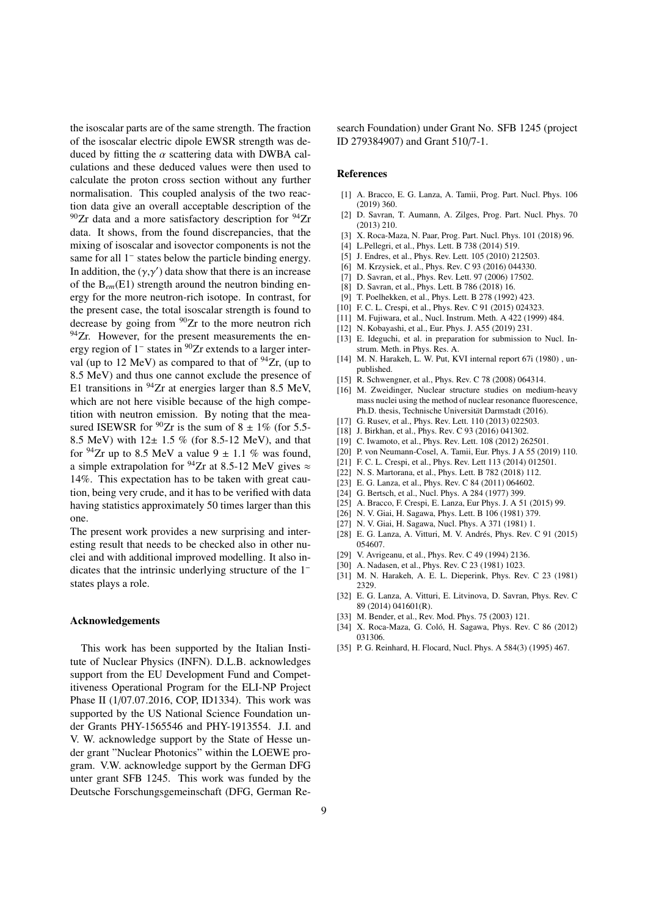the isoscalar parts are of the same strength. The fraction of the isoscalar electric dipole EWSR strength was deduced by fitting the $\alpha$ scattering data with DWBA calculations and these deduced values were then used to calculate the proton cross section without any further normalisation. This coupled analysis of the two reaction data give an overall acceptable description of the $^{90}$Zr data and a more satisfactory description for $^{94}$Zr data. It shows, from the found discrepancies, that the mixing of isoscalar and isovector components is not the same for all $1^-$ states below the particle binding energy. In addition, the $(\gamma,\gamma')$ data show that there is an increase of the $B_{em}$(E1) strength around the neutron binding energy for the more neutron-rich isotope. In contrast, for the present case, the total isoscalar strength is found to decrease by going from $^{90}$Zr to the more neutron rich $^{94}$Zr. However, for the present measurements the energy region of $1^-$ states in $^{90}$Zr extends to a larger interval (up to 12 MeV) as compared to that of $^{94}$Zr, (up to 8.5 MeV) and thus one cannot exclude the presence of E1 transitions in $^{94}$Zr at energies larger than 8.5 MeV, which are not here visible because of the high competition with neutron emission. By noting that the measured ISEWSR for $^{90}$Zr is the sum of $8 \pm 1\%$ (for 5.5-8.5 MeV) with $12 \pm 1.5$ % (for 8.5-12 MeV), and that for $^{94}$Zr up to 8.5 MeV a value $9 \pm 1.1$ % was found, a simple extrapolation for $^{94}$Zr at 8.5-12 MeV gives $\approx 14\%$. This expectation has to be taken with great caution, being very crude, and it has to be verified with data having statistics approximately 50 times larger than this one.

The present work provides a new surprising and interesting result that needs to be checked also in other nuclei and with additional improved modelling. It also indicates that the intrinsic underlying structure of the $1^-$ states plays a role.

## Acknowledgements

This work has been supported by the Italian Institute of Nuclear Physics (INFN). D.L.B. acknowledges support from the EU Development Fund and Competitiveness Operational Program for the ELI-NP Project Phase II (1/07.07.2016, COP, ID1334). This work was supported by the US National Science Foundation under Grants PHY-1565546 and PHY-1913554. J.I. and V. W. acknowledge support by the State of Hesse under grant "Nuclear Photonics" within the LOEWE program. V.W. acknowledge support by the German DFG unter grant SFB 1245. This work was funded by the Deutsche Forschungsgemeinschaft (DFG, German Research Foundation) under Grant No. SFB 1245 (project ID 279384907) and Grant 510/7-1.

## References

[1] A. Bracco, E. G. Lanza, A. Tamii, Prog. Part. Nucl. Phys. 106 (2019) 360.
[2] D. Savran, T. Aumann, A. Zilges, Prog. Part. Nucl. Phys. 70 (2013) 210.
[3] X. Roca-Maza, N. Paar, Prog. Part. Nucl. Phys. 101 (2018) 96.
[4] L.Pellegri, et al., Phys. Lett. B 738 (2014) 519.
[5] J. Endres, et al., Phys. Rev. Lett. 105 (2010) 212503.
[6] M. Krzysiek, et al., Phys. Rev. C 93 (2016) 044330.
[7] D. Savran, et al., Phys. Rev. Lett. 97 (2006) 17502.
[8] D. Savran, et al., Phys. Lett. B 786 (2018) 16.
[9] T. Poelhekken, et al., Phys. Lett. B 278 (1992) 423.
[10] F. C. L. Crespi, et al., Phys. Rev. C 91 (2015) 024323.
[11] M. Fujiwara, et al., Nucl. Instrum. Meth. A 422 (1999) 484.
[12] N. Kobayashi, et al., Eur. Phys. J. A55 (2019) 231.
[13] E. Ideguchi, et al. in preparation for submission to Nucl. Instrum. Meth. in Phys. Res. A.
[14] M. N. Harakeh, L. W. Put, KVI internal report 67i (1980) , unpublished.
[15] R. Schwengner, et al., Phys. Rev. C 78 (2008) 064314.
[16] M. Zweidinger, Nuclear structure studies on medium-heavy mass nuclei using the method of nuclear resonance fluorescence, Ph.D. thesis, Technische Universität Darmstadt (2016).
[17] G. Rusev, et al., Phys. Rev. Lett. 110 (2013) 022503.
[18] J. Birkhan, et al., Phys. Rev. C 93 (2016) 041302.
[19] C. Iwamoto, et al., Phys. Rev. Lett. 108 (2012) 262501.
[20] P. von Neumann-Cosel, A. Tamii, Eur. Phys. J A 55 (2019) 110.
[21] F. C. L. Crespi, et al., Phys. Rev. Lett 113 (2014) 012501.
[22] N. S. Martorana, et al., Phys. Lett. B 782 (2018) 112.
[23] E. G. Lanza, et al., Phys. Rev. C 84 (2011) 064602.
[24] G. Bertsch, et al., Nucl. Phys. A 284 (1977) 399.
[25] A. Bracco, F. Crespi, E. Lanza, Eur Phys. J. A 51 (2015) 99.
[26] N. V. Giai, H. Sagawa, Phys. Lett. B 106 (1981) 379.
[27] N. V. Giai, H. Sagawa, Nucl. Phys. A 371 (1981) 1.
[28] E. G. Lanza, A. Vitturi, M. V. Andrés, Phys. Rev. C 91 (2015) 054607.
[29] V. Avrigeanu, et al., Phys. Rev. C 49 (1994) 2136.
[30] A. Nadasen, et al., Phys. Rev. C 23 (1981) 1023.
[31] M. N. Harakeh, A. E. L. Dieperink, Phys. Rev. C 23 (1981) 2329.
[32] E. G. Lanza, A. Vitturi, E. Litvinova, D. Savran, Phys. Rev. C 89 (2014) 041601(R).
[33] M. Bender, et al., Rev. Mod. Phys. 75 (2003) 121.
[34] X. Roca-Maza, G. Coló, H. Sagawa, Phys. Rev. C 86 (2012) 031306.
[35] P. G. Reinhard, H. Flocard, Nucl. Phys. A 584(3) (1995) 467.